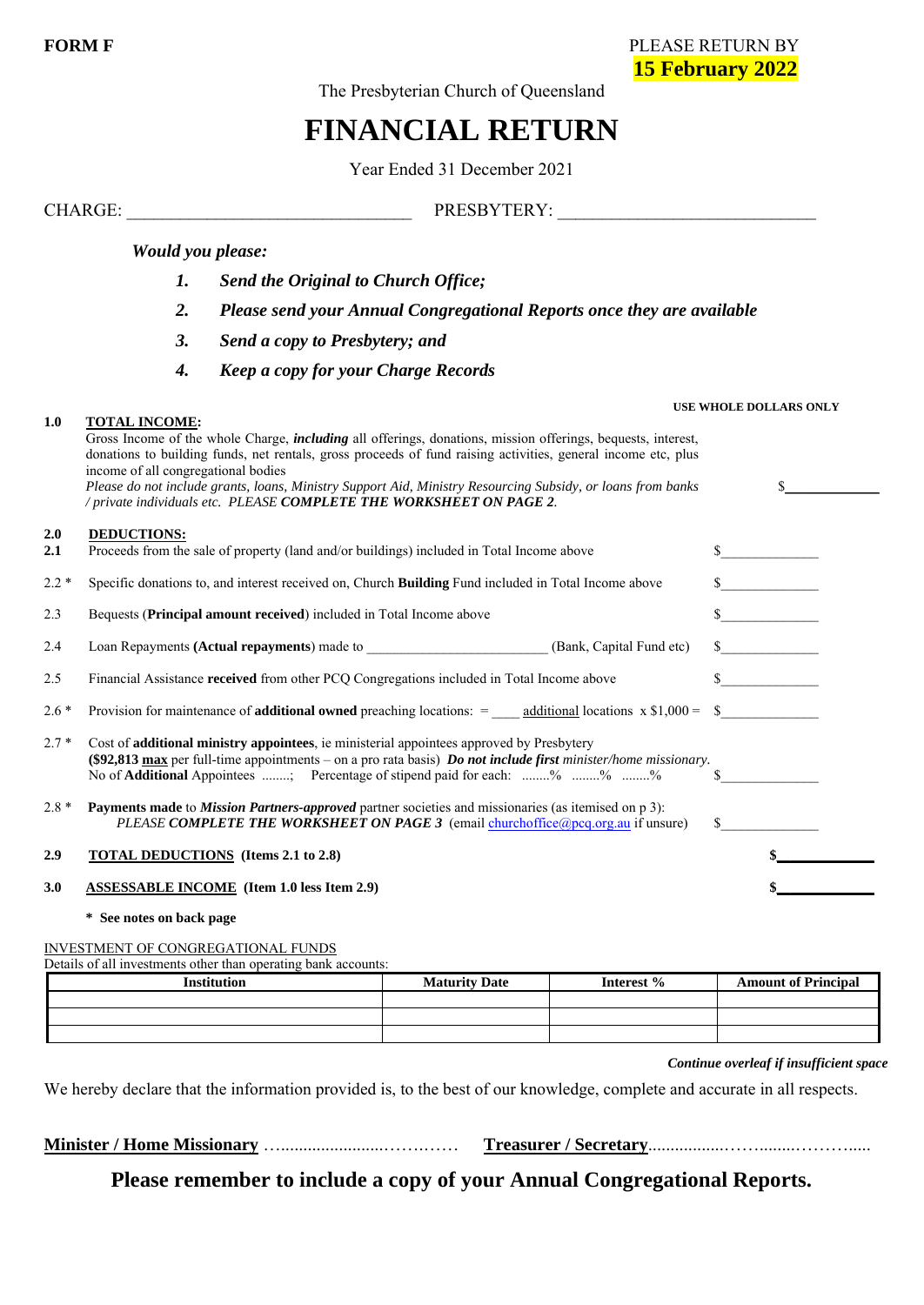**FORM F**

PLEASE RETURN BY **15 February 2022**

The Presbyterian Church of Queensland

# FINANCIAL RETURN

Year Ended 31 December 2021

CHARGE: ________________________________ PRESBYTERY: ____________________________

***Would you please:***

1. ***Send the Original to Church Office;***
2. ***Please send your Annual Congregational Reports once they are available***
3. ***Send a copy to Presbytery; and***
4. ***Keep a copy for your Charge Records***

**USE WHOLE DOLLARS ONLY**

**1.0 TOTAL INCOME:**
Gross Income of the whole Charge, ***including*** all offerings, donations, mission offerings, bequests, interest, donations to building funds, net rentals, gross proceeds of fund raising activities, general income etc, plus income of all congregational bodies
*Please do not include grants, loans, Ministry Support Aid, Ministry Resourcing Subsidy, or loans from banks / private individuals etc. PLEASE* ***COMPLETE THE WORKSHEET ON PAGE 2****.* $____________

**2.0 DEDUCTIONS:**

**2.1** Proceeds from the sale of property (land and/or buildings) included in Total Income above $____________

2.2 * Specific donations to, and interest received on, Church **Building** Fund included in Total Income above $____________

2.3 Bequests (**Principal amount received**) included in Total Income above $____________

2.4 Loan Repayments **(Actual repayments)** made to _________________________ (Bank, Capital Fund etc) $____________

2.5 Financial Assistance **received** from other PCQ Congregations included in Total Income above $____________

2.6 * Provision for maintenance of **additional owned** preaching locations: = ____ additional locations x $1,000 = $____________

2.7 * Cost of **additional ministry appointees**, ie ministerial appointees approved by Presbytery
**($92,813 max** per full-time appointments – on a pro rata basis) ***Do not include first*** *minister/home missionary.*
No of **Additional** Appointees ........; Percentage of stipend paid for each: ........% ........% ........% $____________

2.8 * **Payments made** to ***Mission Partners-approved*** partner societies and missionaries (as itemised on p 3):
*PLEASE* ***COMPLETE THE WORKSHEET ON PAGE 3*** (email churchoffice@pcq.org.au if unsure) $____________

**2.9 TOTAL DEDUCTIONS (Items 2.1 to 2.8)** **$____________**

**3.0 ASSESSABLE INCOME (Item 1.0 less Item 2.9)** **$____________**

**\* See notes on back page**

INVESTMENT OF CONGREGATIONAL FUNDS
Details of all investments other than operating bank accounts:

| Institution | Maturity Date | Interest % | Amount of Principal |
|---|---|---|---|
| | | | |
| | | | |
| | | | |

***Continue overleaf if insufficient space***

We hereby declare that the information provided is, to the best of our knowledge, complete and accurate in all respects.

**Minister / Home Missionary** ……………………………… **Treasurer / Secretary**………………………………

**Please remember to include a copy of your Annual Congregational Reports.**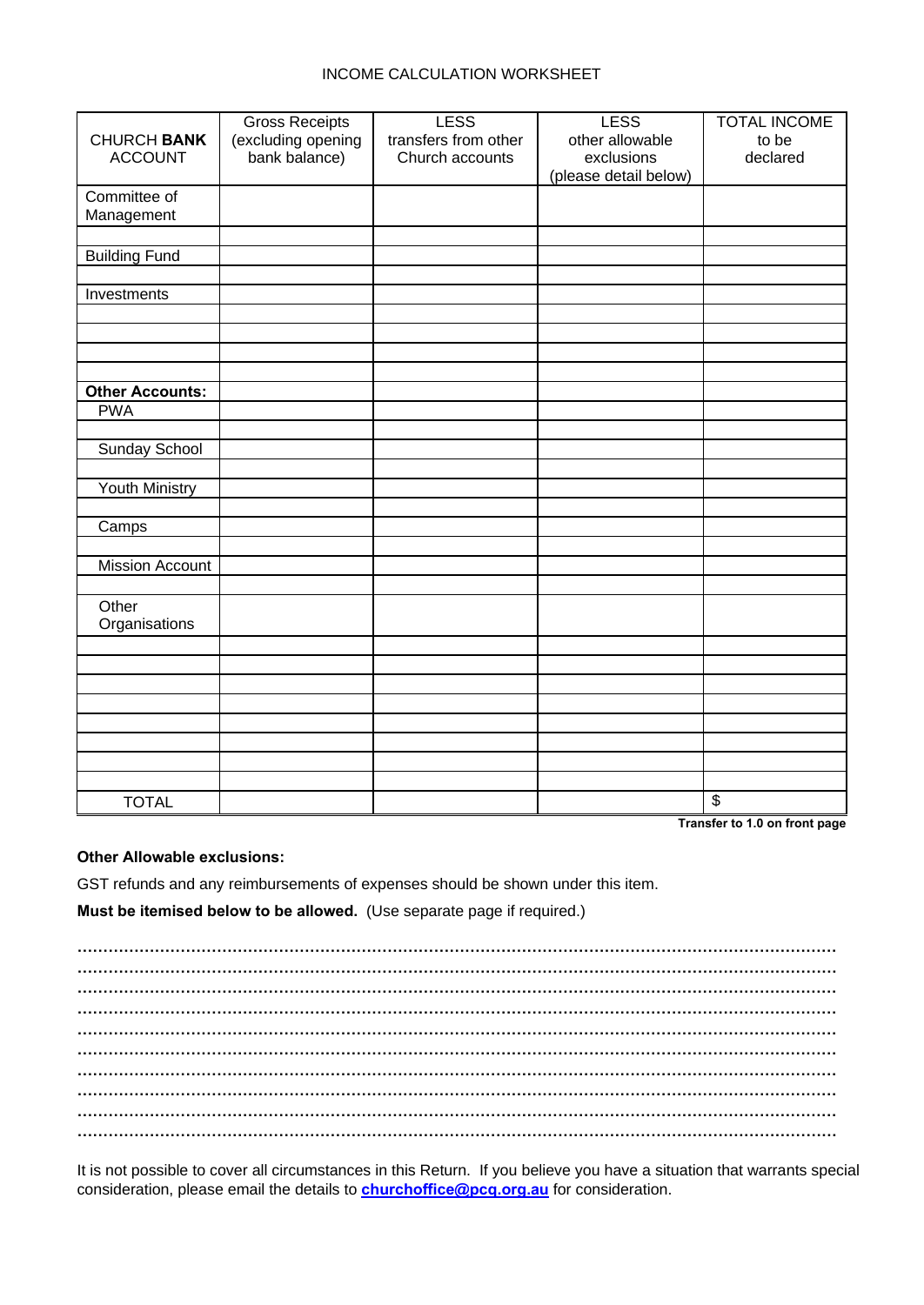INCOME CALCULATION WORKSHEET

| CHURCH **BANK** ACCOUNT | Gross Receipts (excluding opening bank balance) | LESS transfers from other Church accounts | LESS other allowable exclusions (please detail below) | TOTAL INCOME to be declared |
|---|---|---|---|---|
| Committee of Management | | | | |
| | | | | |
| Building Fund | | | | |
| | | | | |
| Investments | | | | |
| | | | | |
| | | | | |
| | | | | |
| | | | | |
| **Other Accounts:** | | | | |
| PWA | | | | |
| | | | | |
| Sunday School | | | | |
| | | | | |
| Youth Ministry | | | | |
| | | | | |
| Camps | | | | |
| | | | | |
| Mission Account | | | | |
| | | | | |
| Other Organisations | | | | |
| | | | | |
| | | | | |
| | | | | |
| | | | | |
| | | | | |
| | | | | |
| | | | | |
| | | | | |
| TOTAL | | | | $ |

**Transfer to 1.0 on front page**

**Other Allowable exclusions:**

GST refunds and any reimbursements of expenses should be shown under this item.

**Must be itemised below to be allowed.** (Use separate page if required.)

……………………………………………………………………………………………………………………………
……………………………………………………………………………………………………………………………
……………………………………………………………………………………………………………………………
……………………………………………………………………………………………………………………………
……………………………………………………………………………………………………………………………
……………………………………………………………………………………………………………………………
……………………………………………………………………………………………………………………………
……………………………………………………………………………………………………………………………
……………………………………………………………………………………………………………………………
……………………………………………………………………………………………………………………………

It is not possible to cover all circumstances in this Return. If you believe you have a situation that warrants special consideration, please email the details to **churchoffice@pcq.org.au** for consideration.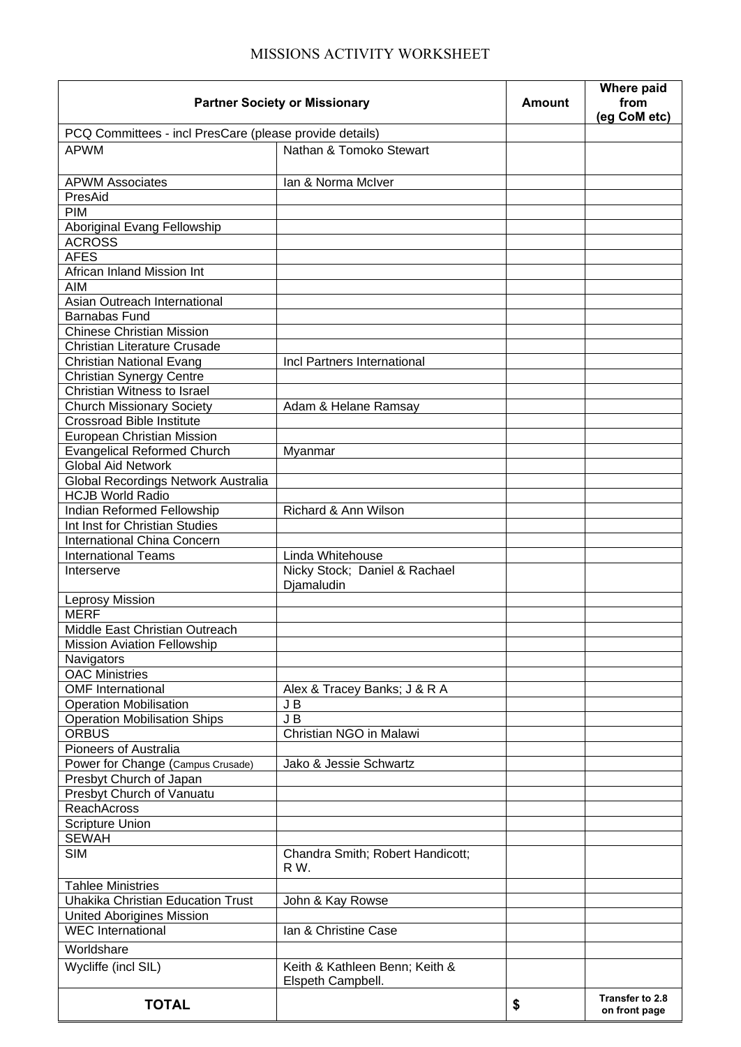# MISSIONS ACTIVITY WORKSHEET

| Partner Society or Missionary | | Amount | Where paid from (eg CoM etc) |
|---|---|---|---|
| PCQ Committees - incl PresCare (please provide details) | | | |
| APWM | Nathan & Tomoko Stewart | | |
| APWM Associates | Ian & Norma McIver | | |
| PresAid | | | |
| PIM | | | |
| Aboriginal Evang Fellowship | | | |
| ACROSS | | | |
| AFES | | | |
| African Inland Mission Int | | | |
| AIM | | | |
| Asian Outreach International | | | |
| Barnabas Fund | | | |
| Chinese Christian Mission | | | |
| Christian Literature Crusade | | | |
| Christian National Evang | Incl Partners International | | |
| Christian Synergy Centre | | | |
| Christian Witness to Israel | | | |
| Church Missionary Society | Adam & Helane Ramsay | | |
| Crossroad Bible Institute | | | |
| European Christian Mission | | | |
| Evangelical Reformed Church | Myanmar | | |
| Global Aid Network | | | |
| Global Recordings Network Australia | | | |
| HCJB World Radio | | | |
| Indian Reformed Fellowship | Richard & Ann Wilson | | |
| Int Inst for Christian Studies | | | |
| International China Concern | | | |
| International Teams | Linda Whitehouse | | |
| Interserve | Nicky Stock; Daniel & Rachael Djamaludin | | |
| Leprosy Mission | | | |
| MERF | | | |
| Middle East Christian Outreach | | | |
| Mission Aviation Fellowship | | | |
| Navigators | | | |
| OAC Ministries | | | |
| OMF International | Alex & Tracey Banks; J & R A | | |
| Operation Mobilisation | J B | | |
| Operation Mobilisation Ships | J B | | |
| ORBUS | Christian NGO in Malawi | | |
| Pioneers of Australia | | | |
| Power for Change (Campus Crusade) | Jako & Jessie Schwartz | | |
| Presbyt Church of Japan | | | |
| Presbyt Church of Vanuatu | | | |
| ReachAcross | | | |
| Scripture Union | | | |
| SEWAH | | | |
| SIM | Chandra Smith; Robert Handicott; R W. | | |
| Tahlee Ministries | | | |
| Uhakika Christian Education Trust | John & Kay Rowse | | |
| United Aborigines Mission | | | |
| WEC International | Ian & Christine Case | | |
| Worldshare | | | |
| Wycliffe (incl SIL) | Keith & Kathleen Benn; Keith & Elspeth Campbell. | | |
| **TOTAL** | | **$** | **Transfer to 2.8 on front page** |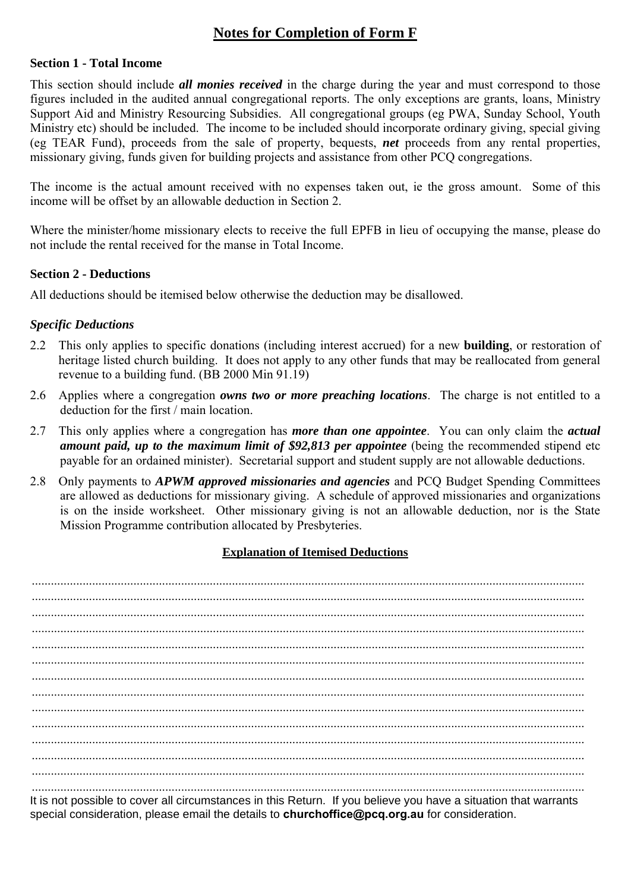# Notes for Completion of Form F

### Section 1 - Total Income

This section should include ***all monies received*** in the charge during the year and must correspond to those figures included in the audited annual congregational reports. The only exceptions are grants, loans, Ministry Support Aid and Ministry Resourcing Subsidies. All congregational groups (eg PWA, Sunday School, Youth Ministry etc) should be included. The income to be included should incorporate ordinary giving, special giving (eg TEAR Fund), proceeds from the sale of property, bequests, ***net*** proceeds from any rental properties, missionary giving, funds given for building projects and assistance from other PCQ congregations.

The income is the actual amount received with no expenses taken out, ie the gross amount. Some of this income will be offset by an allowable deduction in Section 2.

Where the minister/home missionary elects to receive the full EPFB in lieu of occupying the manse, please do not include the rental received for the manse in Total Income.

### Section 2 - Deductions

All deductions should be itemised below otherwise the deduction may be disallowed.

### *Specific Deductions*

2.2 This only applies to specific donations (including interest accrued) for a new **building**, or restoration of heritage listed church building. It does not apply to any other funds that may be reallocated from general revenue to a building fund. (BB 2000 Min 91.19)

2.6 Applies where a congregation ***owns two or more preaching locations***. The charge is not entitled to a deduction for the first / main location.

2.7 This only applies where a congregation has ***more than one appointee***. You can only claim the ***actual amount paid, up to the maximum limit of $92,813 per appointee*** (being the recommended stipend etc payable for an ordained minister). Secretarial support and student supply are not allowable deductions.

2.8 Only payments to ***APWM approved missionaries and agencies*** and PCQ Budget Spending Committees are allowed as deductions for missionary giving. A schedule of approved missionaries and organizations is on the inside worksheet. Other missionary giving is not an allowable deduction, nor is the State Mission Programme contribution allocated by Presbyteries.

**Explanation of Itemised Deductions**

..........................................................................................................................................................
..........................................................................................................................................................
..........................................................................................................................................................
..........................................................................................................................................................
..........................................................................................................................................................
..........................................................................................................................................................
..........................................................................................................................................................
..........................................................................................................................................................
..........................................................................................................................................................
..........................................................................................................................................................
..........................................................................................................................................................
..........................................................................................................................................................
..........................................................................................................................................................
..........................................................................................................................................................

It is not possible to cover all circumstances in this Return. If you believe you have a situation that warrants special consideration, please email the details to **churchoffice@pcq.org.au** for consideration.